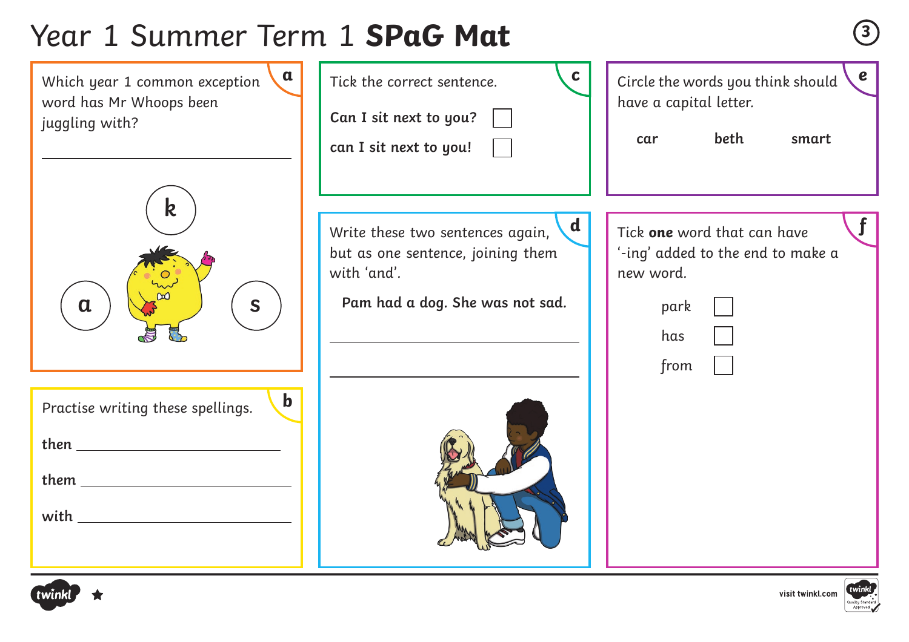# Year 1 Summer Term 1 **SPaG Mat**

## a

Which year 1 common exception word has Mr Whoops been juggling with?

\_\_\_\_\_\_\_\_\_\_\_\_\_\_\_\_\_\_\_\_\_\_\_\_\_\_\_\_\_\_\_\_

k

a

s

## b

Practise writing these spellings.

**then** \_\_\_\_\_\_\_\_\_\_\_\_\_\_\_\_\_\_\_\_\_\_\_\_\_\_

**them** \_\_\_\_\_\_\_\_\_\_\_\_\_\_\_\_\_\_\_\_\_\_\_\_\_\_

**with** \_\_\_\_\_\_\_\_\_\_\_\_\_\_\_\_\_\_\_\_\_\_\_\_\_\_

## c

Tick the correct sentence.

**Can I sit next to you?** ☐

**can I sit next to you!** ☐

## d

Write these two sentences again, but as one sentence, joining them with 'and'.

**Pam had a dog. She was not sad.**

\_\_\_\_\_\_\_\_\_\_\_\_\_\_\_\_\_\_\_\_\_\_\_\_\_\_\_\_\_\_\_\_

\_\_\_\_\_\_\_\_\_\_\_\_\_\_\_\_\_\_\_\_\_\_\_\_\_\_\_\_\_\_\_\_

## e

Circle the words you think should have a capital letter.

**car** **beth** **smart**

## f

Tick **one** word that can have '-ing' added to the end to make a new word.

park ☐

has ☐

from ☐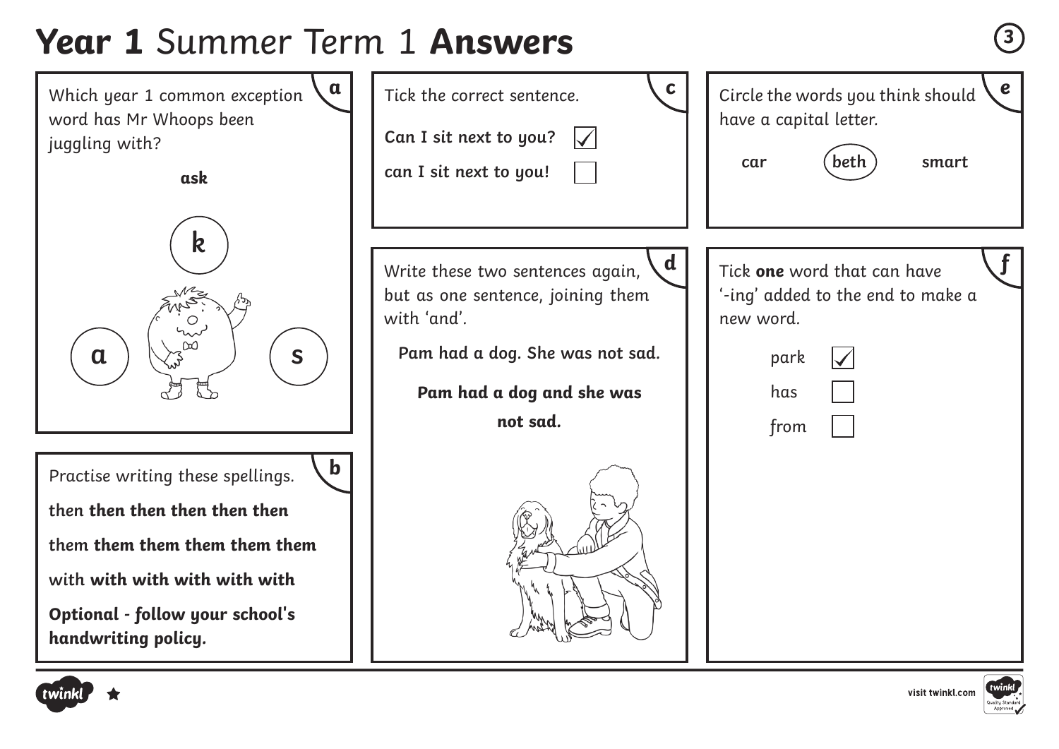# **Year 1** Summer Term 1 **Answers**

**a**

Which year 1 common exception word has Mr Whoops been juggling with?

**ask**

k

a

s

**b**

Practise writing these spellings.

then **then then then then then**

them **them them them them them**

with **with with with with with**

**Optional - follow your school's handwriting policy.**

**c**

Tick the correct sentence.

**Can I sit next to you?** ✓

**can I sit next to you!** ☐

**d**

Write these two sentences again, but as one sentence, joining them with 'and'.

**Pam had a dog. She was not sad.**

**Pam had a dog and she was not sad.**

**e**

Circle the words you think should have a capital letter.

**car** **(beth)** **smart**

**f**

Tick **one** word that can have '-ing' added to the end to make a new word.

park ✓

has ☐

from ☐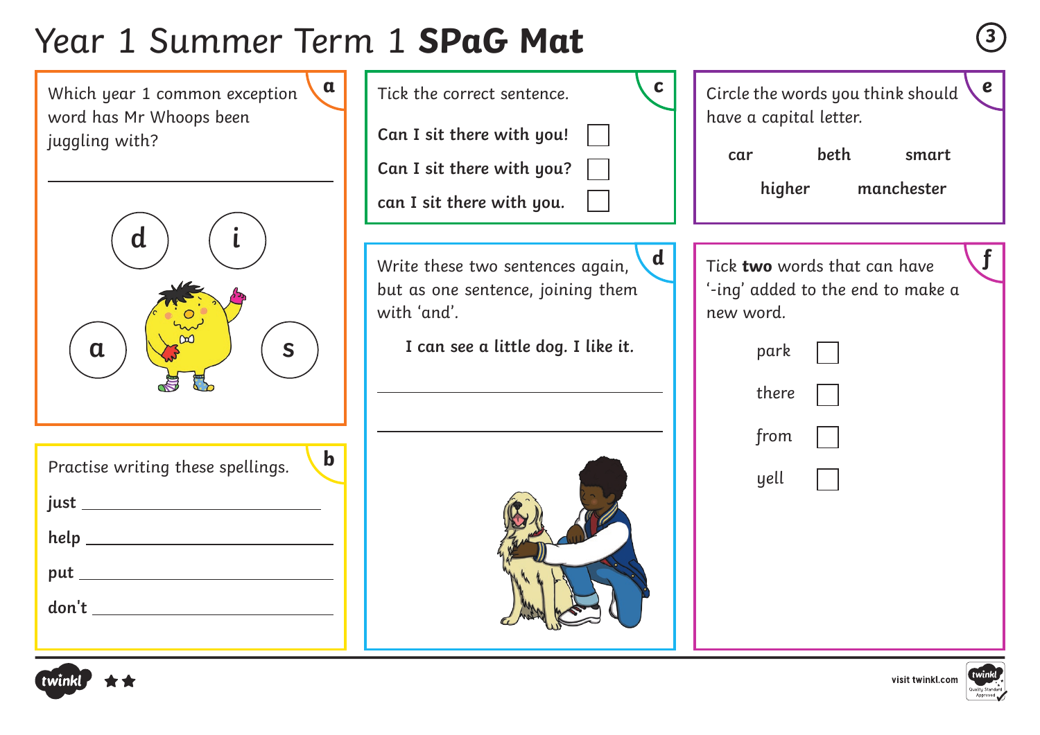# Year 1 Summer Term 1 **SPaG Mat**

## a

Which year 1 common exception word has Mr Whoops been juggling with?

\_\_\_\_\_\_\_\_\_\_\_\_\_\_\_\_\_\_\_\_\_\_\_\_\_\_\_\_

d i a s

## b

Practise writing these spellings.

**just** \_\_\_\_\_\_\_\_\_\_\_\_\_\_\_\_\_\_\_\_\_\_\_\_

**help** \_\_\_\_\_\_\_\_\_\_\_\_\_\_\_\_\_\_\_\_\_\_\_\_

**put** \_\_\_\_\_\_\_\_\_\_\_\_\_\_\_\_\_\_\_\_\_\_\_\_

**don't** \_\_\_\_\_\_\_\_\_\_\_\_\_\_\_\_\_\_\_\_\_\_\_\_

## c

Tick the correct sentence.

**Can I sit there with you!** ☐

**Can I sit there with you?** ☐

**can I sit there with you.** ☐

## d

Write these two sentences again, but as one sentence, joining them with 'and'.

**I can see a little dog. I like it.**

\_\_\_\_\_\_\_\_\_\_\_\_\_\_\_\_\_\_\_\_\_\_\_\_\_\_\_\_

\_\_\_\_\_\_\_\_\_\_\_\_\_\_\_\_\_\_\_\_\_\_\_\_\_\_\_\_

## e

Circle the words you think should have a capital letter.

**car** **beth** **smart**

**higher** **manchester**

## f

Tick **two** words that can have '-ing' added to the end to make a new word.

park ☐

there ☐

from ☐

yell ☐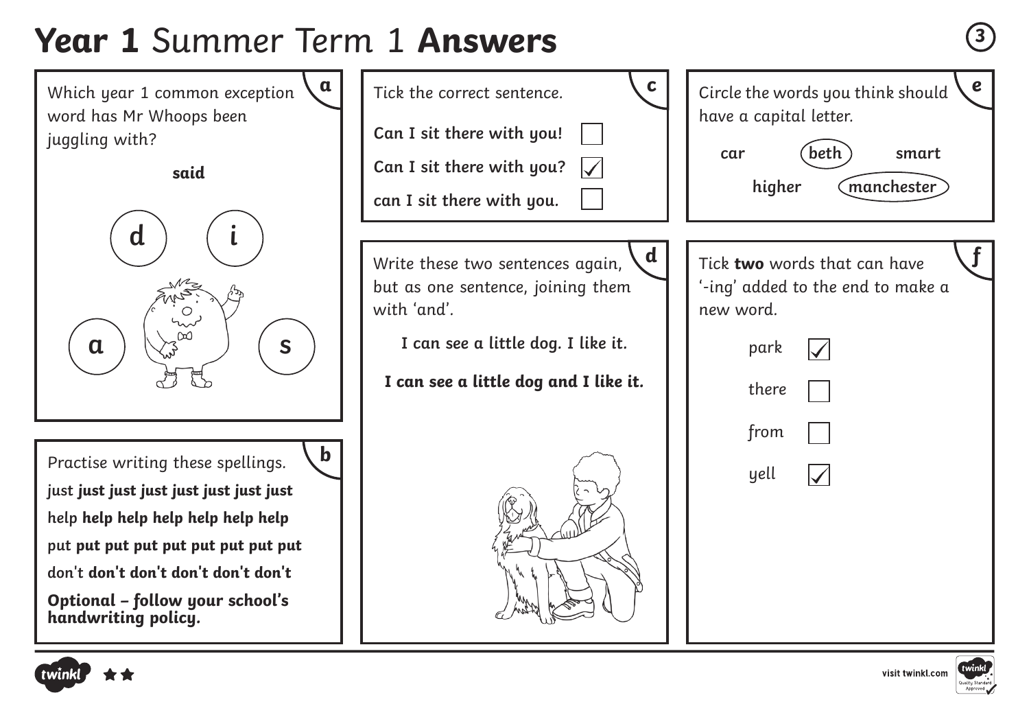# Year 1 Summer Term 1 **Answers**

### a

Which year 1 common exception word has Mr Whoops been juggling with?

**said**

d i a s

### b

Practise writing these spellings.

just **just just just just just just just**

help **help help help help help help**

put **put put put put put put put put**

don't **don't don't don't don't don't**

**Optional – follow your school's handwriting policy.**

### c

Tick the correct sentence.

**Can I sit there with you!** ☐

**Can I sit there with you?** ☑

**can I sit there with you.** ☐

### d

Write these two sentences again, but as one sentence, joining them with 'and'.

**I can see a little dog. I like it.**

**I can see a little dog and I like it.**

### e

Circle the words you think should have a capital letter.

**car** (**beth**) **smart**

**higher** (**manchester**)

### f

Tick **two** words that can have '-ing' added to the end to make a new word.

park ☑

there ☐

from ☐

yell ☑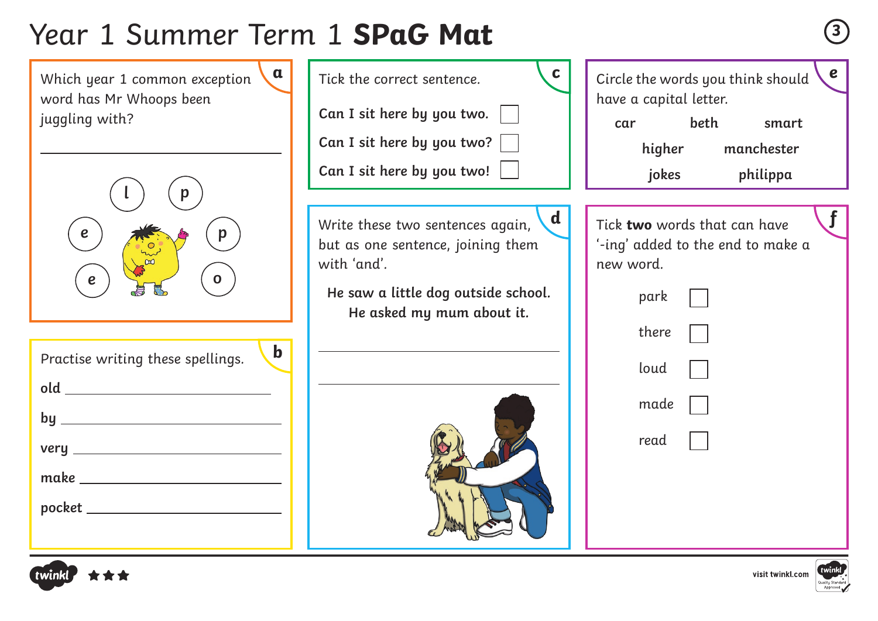# Year 1 Summer Term 1 **SPaG Mat**

## a

Which year 1 common exception word has Mr Whoops been juggling with?

\_\_\_\_\_\_\_\_\_\_\_\_\_\_\_\_\_\_\_\_\_\_\_\_\_\_\_\_

l p e p e o

## b

Practise writing these spellings.

**old** \_\_\_\_\_\_\_\_\_\_\_\_\_\_\_\_\_\_\_\_

**by** \_\_\_\_\_\_\_\_\_\_\_\_\_\_\_\_\_\_\_\_

**very** \_\_\_\_\_\_\_\_\_\_\_\_\_\_\_\_\_\_\_\_

**make** \_\_\_\_\_\_\_\_\_\_\_\_\_\_\_\_\_\_\_\_

**pocket** \_\_\_\_\_\_\_\_\_\_\_\_\_\_\_\_\_\_\_\_

## c

Tick the correct sentence.

**Can I sit here by you two.** ☐

**Can I sit here by you two?** ☐

**Can I sit here by you two!** ☐

## d

Write these two sentences again, but as one sentence, joining them with 'and'.

**He saw a little dog outside school.**
**He asked my mum about it.**

\_\_\_\_\_\_\_\_\_\_\_\_\_\_\_\_\_\_\_\_\_\_\_\_\_\_\_\_

\_\_\_\_\_\_\_\_\_\_\_\_\_\_\_\_\_\_\_\_\_\_\_\_\_\_\_\_

## e

Circle the words you think should have a capital letter.

**car** **beth** **smart**
**higher** **manchester**
**jokes** **philippa**

## f

Tick **two** words that can have '-ing' added to the end to make a new word.

park ☐

there ☐

loud ☐

made ☐

read ☐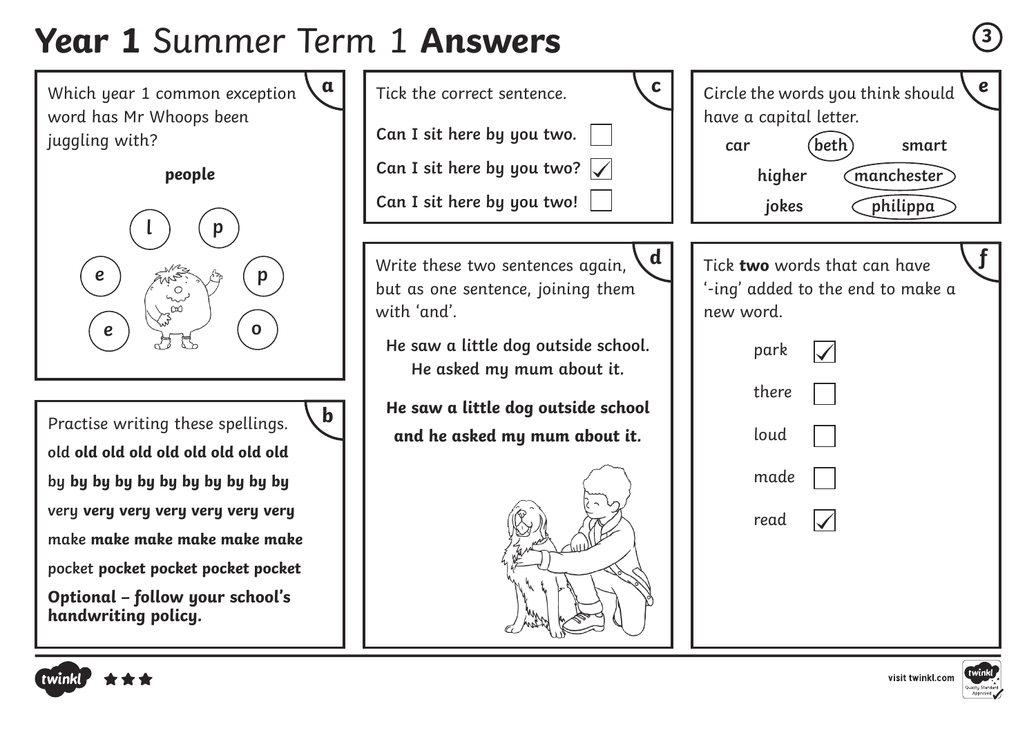# **Year 1** Summer Term 1 **Answers**

## a

Which year 1 common exception word has Mr Whoops been juggling with?

**people**

l p e p e o

## b

Practise writing these spellings.

old **old old old old old old old old**

by **by by by by by by by by by**

very **very very very very very very**

make **make make make make make**

pocket **pocket pocket pocket pocket**

***Optional – follow your school's handwriting policy.***

## c

Tick the correct sentence.

**Can I sit here by you two.** ☐

**Can I sit here by you two?** ☑

**Can I sit here by you two!** ☐

## d

Write these two sentences again, but as one sentence, joining them with 'and'.

**He saw a little dog outside school. He asked my mum about it.**

***He saw a little dog outside school and he asked my mum about it.***

## e

Circle the words you think should have a capital letter.

car, (beth), smart, higher, (manchester), jokes, (philippa)

## f

Tick **two** words that can have '-ing' added to the end to make a new word.

park ☑

there ☐

loud ☐

made ☐

read ☑